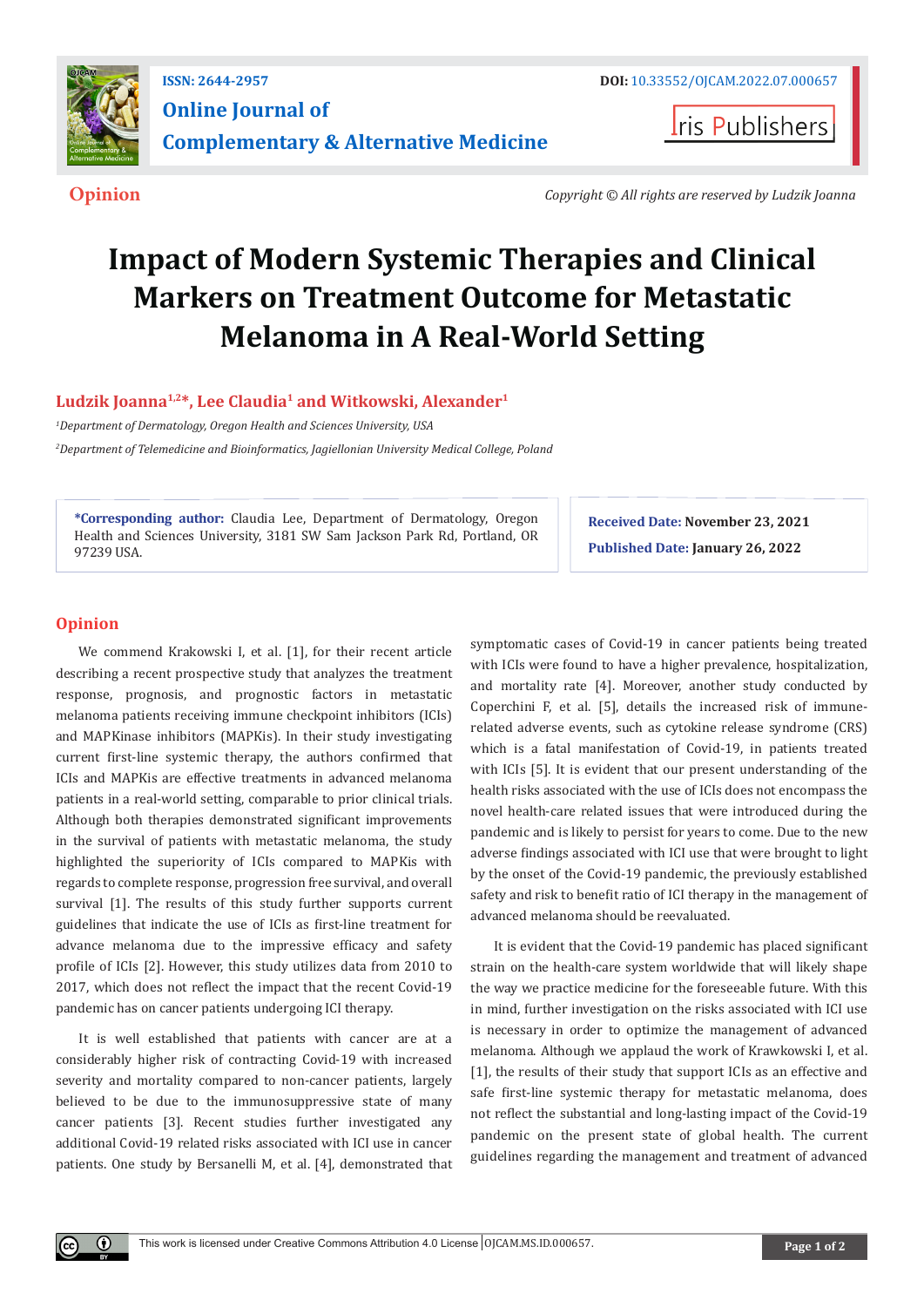ISSN: 2644-2957

DOI: 10.33552/OJCAM.2022.07.000657

# Online Journal of Complementary & Alternative Medicine

Iris Publishers

**Opinion**

*Copyright © All rights are reserved by Ludzik Joanna*

# Impact of Modern Systemic Therapies and Clinical Markers on Treatment Outcome for Metastatic Melanoma in A Real-World Setting

**Ludzik Joanna[1,2]*, Lee Claudia[1] and Witkowski, Alexander[1]**

[1]*Department of Dermatology, Oregon Health and Sciences University, USA*

[2]*Department of Telemedicine and Bioinformatics, Jagiellonian University Medical College, Poland*

**\*Corresponding author:** Claudia Lee, Department of Dermatology, Oregon Health and Sciences University, 3181 SW Sam Jackson Park Rd, Portland, OR 97239 USA.

**Received Date:** November 23, 2021

**Published Date:** January 26, 2022

## Opinion

We commend Krakowski I, et al. [1], for their recent article describing a recent prospective study that analyzes the treatment response, prognosis, and prognostic factors in metastatic melanoma patients receiving immune checkpoint inhibitors (ICIs) and MAPKinase inhibitors (MAPKis). In their study investigating current first-line systemic therapy, the authors confirmed that ICIs and MAPKis are effective treatments in advanced melanoma patients in a real-world setting, comparable to prior clinical trials. Although both therapies demonstrated significant improvements in the survival of patients with metastatic melanoma, the study highlighted the superiority of ICIs compared to MAPKis with regards to complete response, progression free survival, and overall survival [1]. The results of this study further supports current guidelines that indicate the use of ICIs as first-line treatment for advance melanoma due to the impressive efficacy and safety profile of ICIs [2]. However, this study utilizes data from 2010 to 2017, which does not reflect the impact that the recent Covid-19 pandemic has on cancer patients undergoing ICI therapy.

It is well established that patients with cancer are at a considerably higher risk of contracting Covid-19 with increased severity and mortality compared to non-cancer patients, largely believed to be due to the immunosuppressive state of many cancer patients [3]. Recent studies further investigated any additional Covid-19 related risks associated with ICI use in cancer patients. One study by Bersanelli M, et al. [4], demonstrated that symptomatic cases of Covid-19 in cancer patients being treated with ICIs were found to have a higher prevalence, hospitalization, and mortality rate [4]. Moreover, another study conducted by Coperchini F, et al. [5], details the increased risk of immune-related adverse events, such as cytokine release syndrome (CRS) which is a fatal manifestation of Covid-19, in patients treated with ICIs [5]. It is evident that our present understanding of the health risks associated with the use of ICIs does not encompass the novel health-care related issues that were introduced during the pandemic and is likely to persist for years to come. Due to the new adverse findings associated with ICI use that were brought to light by the onset of the Covid-19 pandemic, the previously established safety and risk to benefit ratio of ICI therapy in the management of advanced melanoma should be reevaluated.

It is evident that the Covid-19 pandemic has placed significant strain on the health-care system worldwide that will likely shape the way we practice medicine for the foreseeable future. With this in mind, further investigation on the risks associated with ICI use is necessary in order to optimize the management of advanced melanoma. Although we applaud the work of Krawkowski I, et al. [1], the results of their study that support ICIs as an effective and safe first-line systemic therapy for metastatic melanoma, does not reflect the substantial and long-lasting impact of the Covid-19 pandemic on the present state of global health. The current guidelines regarding the management and treatment of advanced

This work is licensed under Creative Commons Attribution 4.0 License | OJCAM.MS.ID.000657.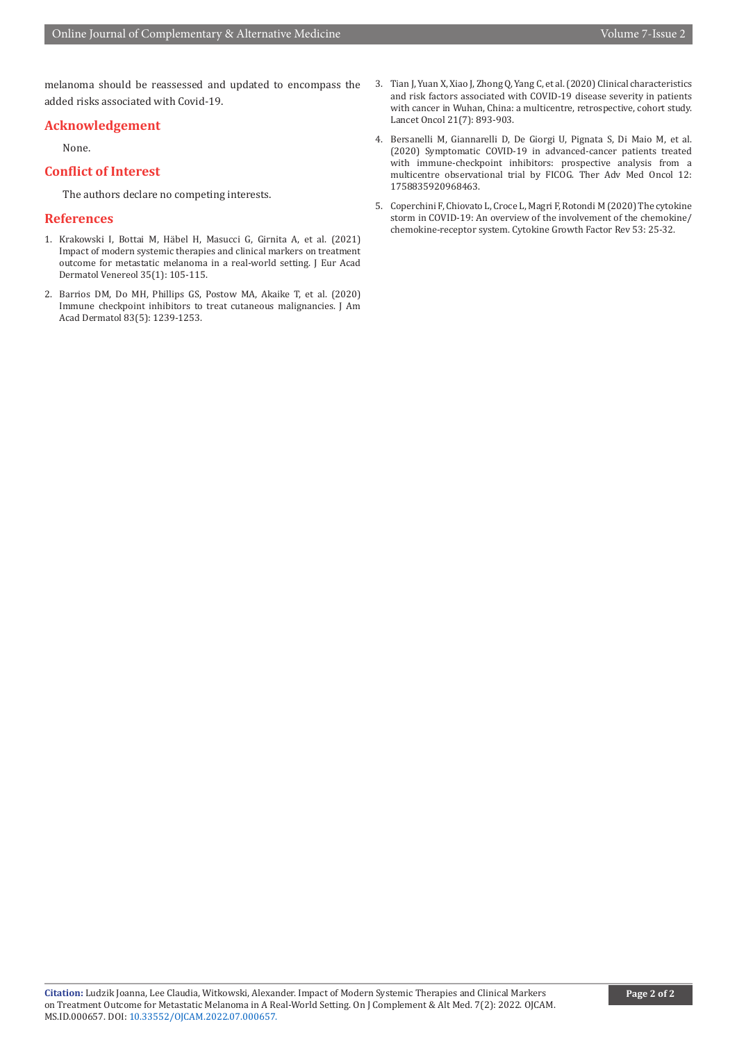melanoma should be reassessed and updated to encompass the added risks associated with Covid-19.

## Acknowledgement

None.

## Conflict of Interest

The authors declare no competing interests.

## References

1. Krakowski I, Bottai M, Häbel H, Masucci G, Girnita A, et al. (2021) Impact of modern systemic therapies and clinical markers on treatment outcome for metastatic melanoma in a real-world setting. J Eur Acad Dermatol Venereol 35(1): 105-115.
2. Barrios DM, Do MH, Phillips GS, Postow MA, Akaike T, et al. (2020) Immune checkpoint inhibitors to treat cutaneous malignancies. J Am Acad Dermatol 83(5): 1239-1253.
3. Tian J, Yuan X, Xiao J, Zhong Q, Yang C, et al. (2020) Clinical characteristics and risk factors associated with COVID-19 disease severity in patients with cancer in Wuhan, China: a multicentre, retrospective, cohort study. Lancet Oncol 21(7): 893-903.
4. Bersanelli M, Giannarelli D, De Giorgi U, Pignata S, Di Maio M, et al. (2020) Symptomatic COVID-19 in advanced-cancer patients treated with immune-checkpoint inhibitors: prospective analysis from a multicentre observational trial by FICOG. Ther Adv Med Oncol 12: 1758835920968463.
5. Coperchini F, Chiovato L, Croce L, Magri F, Rotondi M (2020) The cytokine storm in COVID-19: An overview of the involvement of the chemokine/chemokine-receptor system. Cytokine Growth Factor Rev 53: 25-32.

**Citation:** Ludzik Joanna, Lee Claudia, Witkowski, Alexander. Impact of Modern Systemic Therapies and Clinical Markers on Treatment Outcome for Metastatic Melanoma in A Real-World Setting. On J Complement & Alt Med. 7(2): 2022. OJCAM. MS.ID.000657. DOI: 10.33552/OJCAM.2022.07.000657.